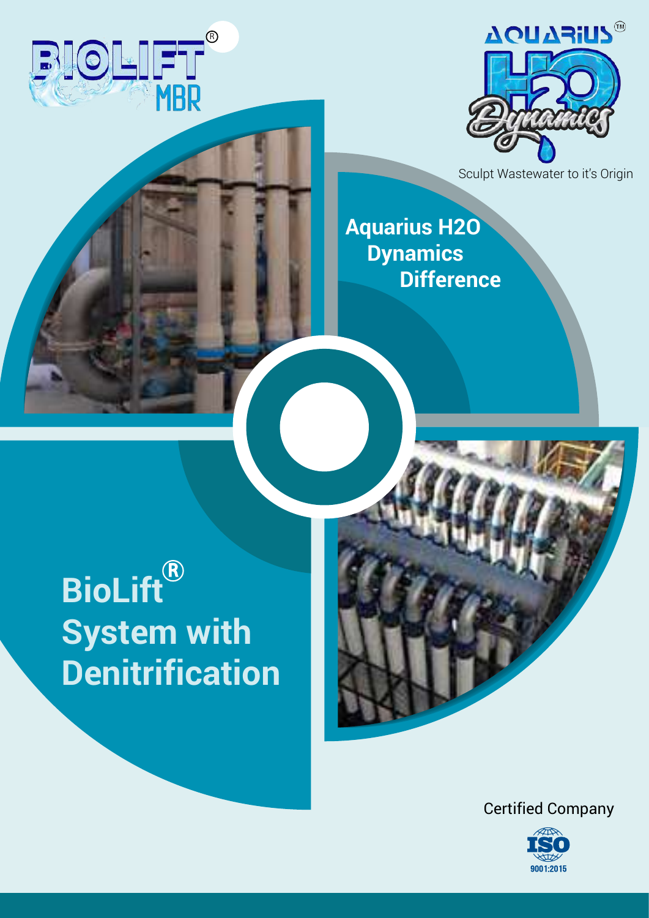BIOLIFT® MBR

AQUARIUS™ H2O Dynamics

Sculpt Wastewater to it's Origin

## Aquarius H2O Dynamics Difference

# BioLift® System with Denitrification

Certified Company

ISO 9001:2015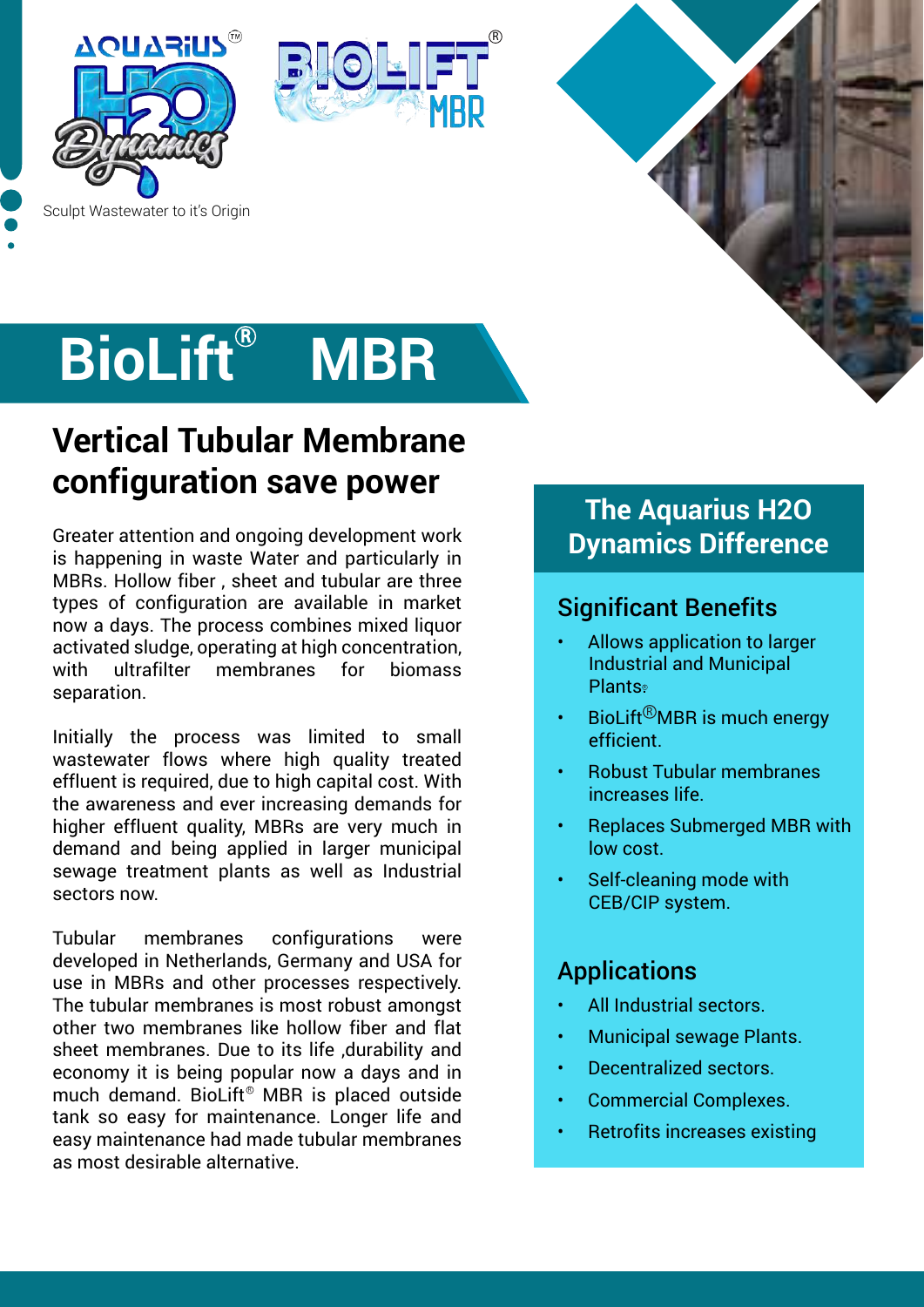AQUARIUS™ H2O Dynamics

Sculpt Wastewater to it's Origin

BIOLIFT® MBR

# BioLift® MBR

## Vertical Tubular Membrane configuration save power

Greater attention and ongoing development work is happening in waste Water and particularly in MBRs. Hollow fiber , sheet and tubular are three types of configuration are available in market now a days. The process combines mixed liquor activated sludge, operating at high concentration, with ultrafilter membranes for biomass separation.

Initially the process was limited to small wastewater flows where high quality treated effluent is required, due to high capital cost. With the awareness and ever increasing demands for higher effluent quality, MBRs are very much in demand and being applied in larger municipal sewage treatment plants as well as Industrial sectors now.

Tubular membranes configurations were developed in Netherlands, Germany and USA for use in MBRs and other processes respectively. The tubular membranes is most robust amongst other two membranes like hollow fiber and flat sheet membranes. Due to its life ,durability and economy it is being popular now a days and in much demand. BioLift® MBR is placed outside tank so easy for maintenance. Longer life and easy maintenance had made tubular membranes as most desirable alternative.

## The Aquarius H2O Dynamics Difference

### Significant Benefits

- Allows application to larger Industrial and Municipal Plants.
- BioLift®MBR is much energy efficient.
- Robust Tubular membranes increases life.
- Replaces Submerged MBR with low cost.
- Self-cleaning mode with CEB/CIP system.

### Applications

- All Industrial sectors.
- Municipal sewage Plants.
- Decentralized sectors.
- Commercial Complexes.
- Retrofits increases existing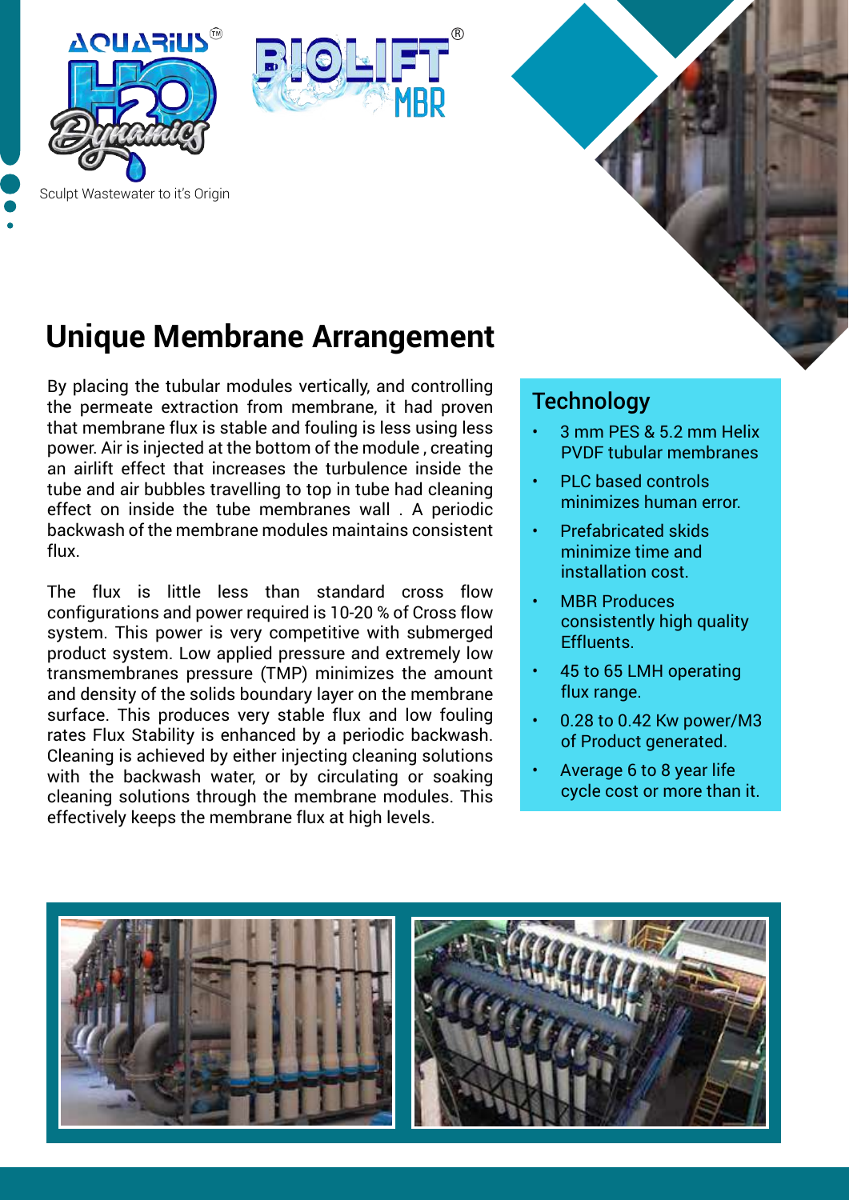AQUARIUS H2O Dynamics

BIOLIFT MBR

Sculpt Wastewater to it's Origin

# Unique Membrane Arrangement

By placing the tubular modules vertically, and controlling the permeate extraction from membrane, it had proven that membrane flux is stable and fouling is less using less power. Air is injected at the bottom of the module , creating an airlift effect that increases the turbulence inside the tube and air bubbles travelling to top in tube had cleaning effect on inside the tube membranes wall . A periodic backwash of the membrane modules maintains consistent flux.

The flux is little less than standard cross flow configurations and power required is 10-20 % of Cross flow system. This power is very competitive with submerged product system. Low applied pressure and extremely low transmembranes pressure (TMP) minimizes the amount and density of the solids boundary layer on the membrane surface. This produces very stable flux and low fouling rates Flux Stability is enhanced by a periodic backwash. Cleaning is achieved by either injecting cleaning solutions with the backwash water, or by circulating or soaking cleaning solutions through the membrane modules. This effectively keeps the membrane flux at high levels.

## Technology

- 3 mm PES & 5.2 mm Helix PVDF tubular membranes
- PLC based controls minimizes human error.
- Prefabricated skids minimize time and installation cost.
- MBR Produces consistently high quality Effluents.
- 45 to 65 LMH operating flux range.
- 0.28 to 0.42 Kw power/M3 of Product generated.
- Average 6 to 8 year life cycle cost or more than it.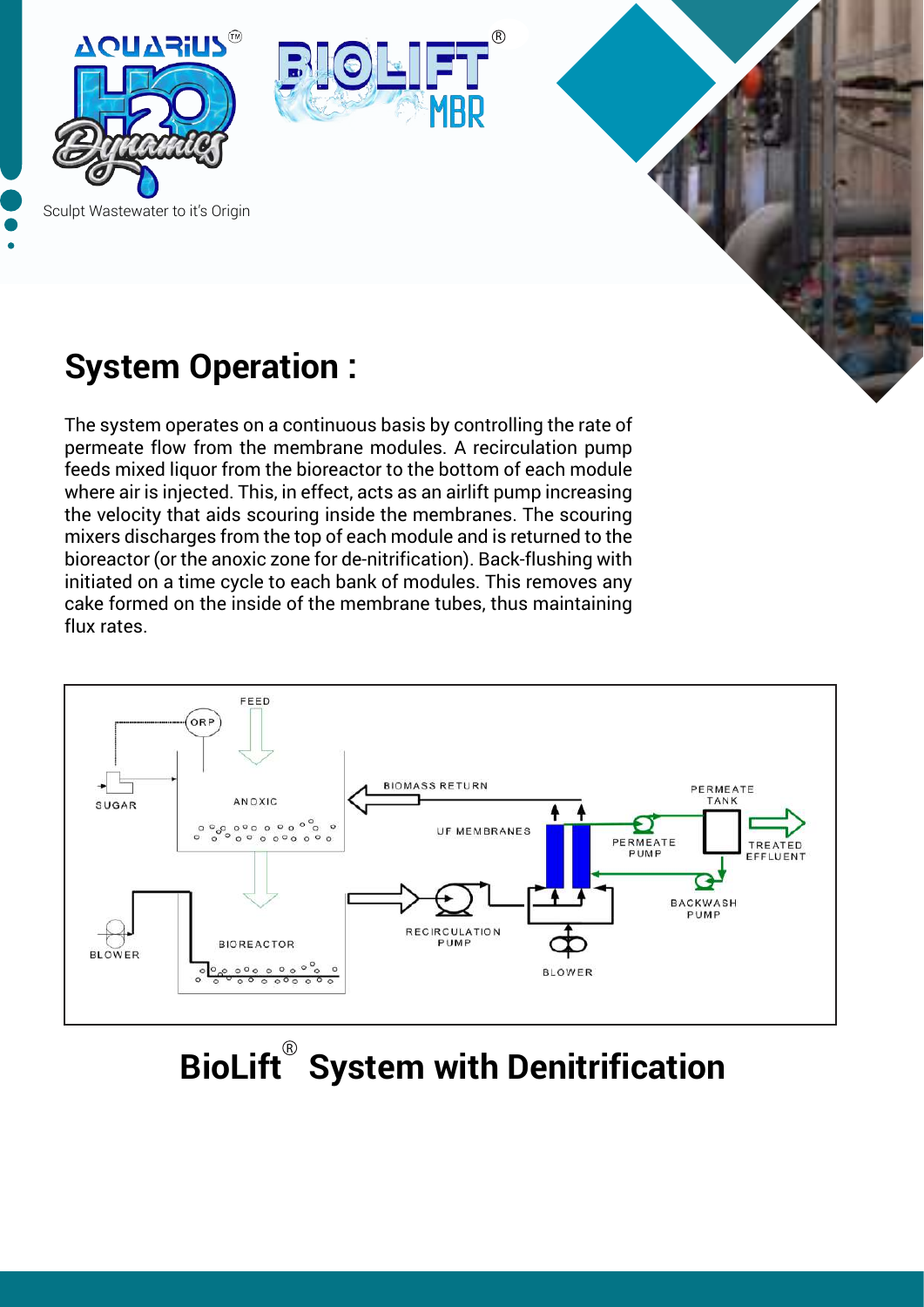Sculpt Wastewater to it's Origin

## System Operation :

The system operates on a continuous basis by controlling the rate of permeate flow from the membrane modules. A recirculation pump feeds mixed liquor from the bioreactor to the bottom of each module where air is injected. This, in effect, acts as an airlift pump increasing the velocity that aids scouring inside the membranes. The scouring mixers discharges from the top of each module and is returned to the bioreactor (or the anoxic zone for de-nitrification). Back-flushing with initiated on a time cycle to each bank of modules. This removes any cake formed on the inside of the membrane tubes, thus maintaining flux rates.

FEED ORP SUGAR ANOXIC BIOMASS RETURN UF MEMBRANES PERMEATE PUMP PERMEATE TANK TREATED EFFLUENT BACKWASH PUMP RECIRCULATION PUMP BLOWER BIOREACTOR BLOWER

## BioLift® System with Denitrification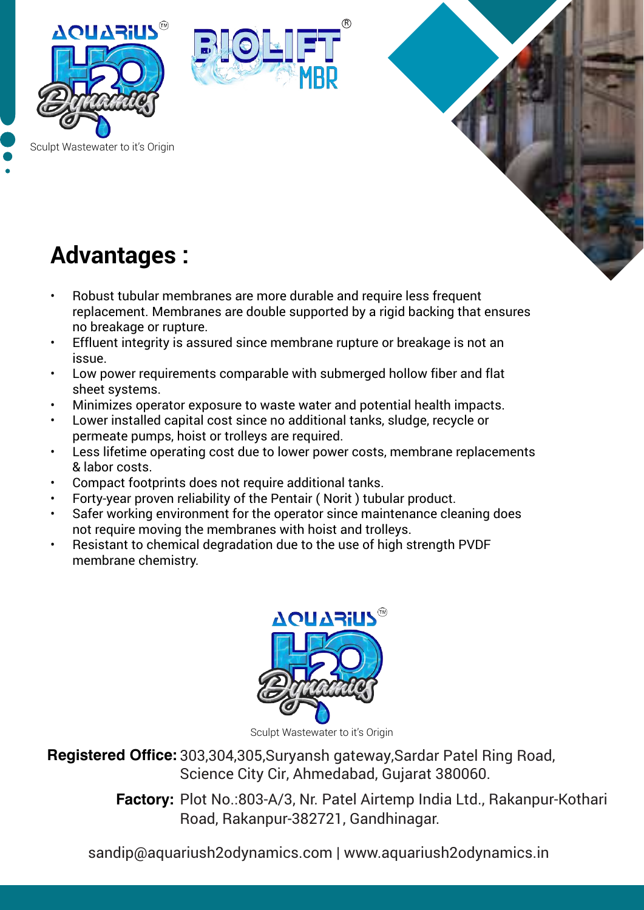AQUARIUS™ H2O Dynamics

BIOLIFT® MBR

Sculpt Wastewater to it's Origin

## Advantages :

- Robust tubular membranes are more durable and require less frequent replacement. Membranes are double supported by a rigid backing that ensures no breakage or rupture.
- Effluent integrity is assured since membrane rupture or breakage is not an issue.
- Low power requirements comparable with submerged hollow fiber and flat sheet systems.
- Minimizes operator exposure to waste water and potential health impacts.
- Lower installed capital cost since no additional tanks, sludge, recycle or permeate pumps, hoist or trolleys are required.
- Less lifetime operating cost due to lower power costs, membrane replacements & labor costs.
- Compact footprints does not require additional tanks.
- Forty-year proven reliability of the Pentair ( Norit ) tubular product.
- Safer working environment for the operator since maintenance cleaning does not require moving the membranes with hoist and trolleys.
- Resistant to chemical degradation due to the use of high strength PVDF membrane chemistry.

AQUARIUS™ H2O Dynamics

Sculpt Wastewater to it's Origin

**Registered Office:** 303,304,305,Suryansh gateway,Sardar Patel Ring Road, Science City Cir, Ahmedabad, Gujarat 380060.

**Factory:** Plot No.:803-A/3, Nr. Patel Airtemp India Ltd., Rakanpur-Kothari Road, Rakanpur-382721, Gandhinagar.

sandip@aquariush2odynamics.com | www.aquariush2odynamics.in